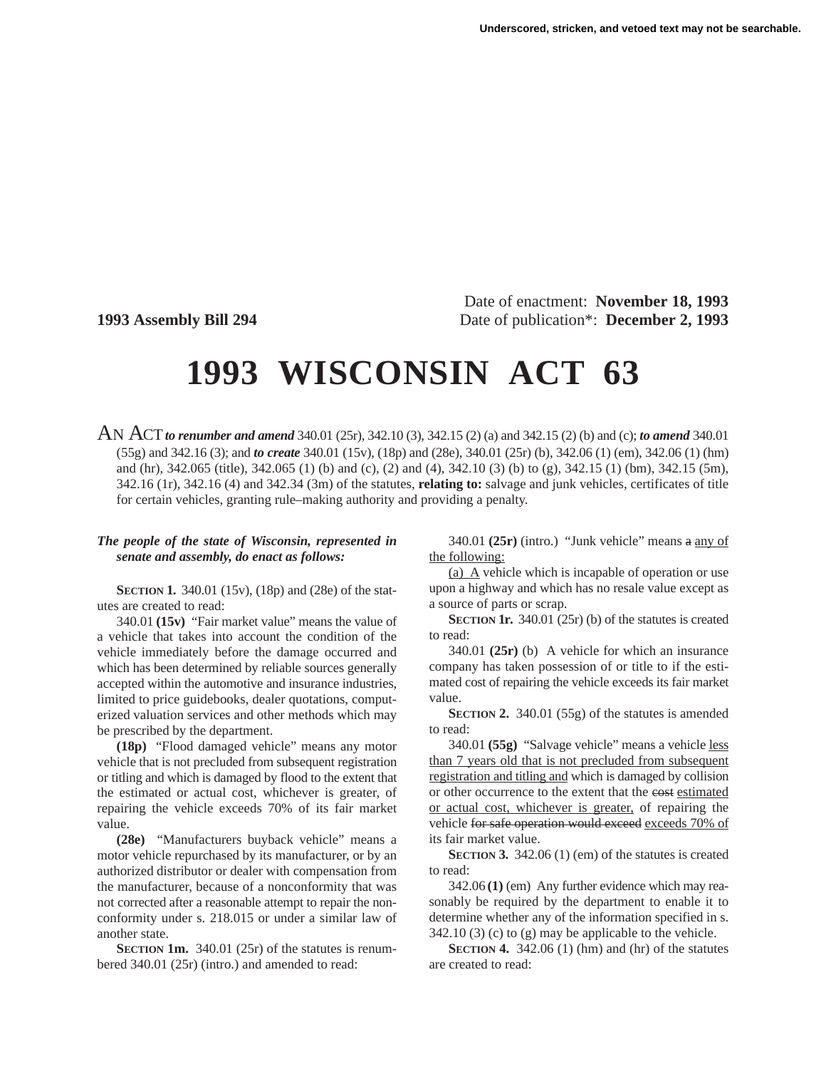Underscored, stricken, and vetoed text may not be searchable.

Date of enactment: **November 18, 1993**

**1993 Assembly Bill 294** Date of publication*: **December 2, 1993**

# 1993 WISCONSIN ACT 63

AN ACT ***to renumber and amend*** 340.01 (25r), 342.10 (3), 342.15 (2) (a) and 342.15 (2) (b) and (c); ***to amend*** 340.01 (55g) and 342.16 (3); and ***to create*** 340.01 (15v), (18p) and (28e), 340.01 (25r) (b), 342.06 (1) (em), 342.06 (1) (hm) and (hr), 342.065 (title), 342.065 (1) (b) and (c), (2) and (4), 342.10 (3) (b) to (g), 342.15 (1) (bm), 342.15 (5m), 342.16 (1r), 342.16 (4) and 342.34 (3m) of the statutes, **relating to:** salvage and junk vehicles, certificates of title for certain vehicles, granting rule–making authority and providing a penalty.

***The people of the state of Wisconsin, represented in senate and assembly, do enact as follows:***

**SECTION 1.** 340.01 (15v), (18p) and (28e) of the statutes are created to read:

340.01 **(15v)** "Fair market value" means the value of a vehicle that takes into account the condition of the vehicle immediately before the damage occurred and which has been determined by reliable sources generally accepted within the automotive and insurance industries, limited to price guidebooks, dealer quotations, computerized valuation services and other methods which may be prescribed by the department.

**(18p)** "Flood damaged vehicle" means any motor vehicle that is not precluded from subsequent registration or titling and which is damaged by flood to the extent that the estimated or actual cost, whichever is greater, of repairing the vehicle exceeds 70% of its fair market value.

**(28e)** "Manufacturers buyback vehicle" means a motor vehicle repurchased by its manufacturer, or by an authorized distributor or dealer with compensation from the manufacturer, because of a nonconformity that was not corrected after a reasonable attempt to repair the nonconformity under s. 218.015 or under a similar law of another state.

**SECTION 1m.** 340.01 (25r) of the statutes is renumbered 340.01 (25r) (intro.) and amended to read:

340.01 **(25r)** (intro.) "Junk vehicle" means ~~a~~ any of the following:

(a) A vehicle which is incapable of operation or use upon a highway and which has no resale value except as a source of parts or scrap.

**SECTION 1r.** 340.01 (25r) (b) of the statutes is created to read:

340.01 **(25r)** (b) A vehicle for which an insurance company has taken possession of or title to if the estimated cost of repairing the vehicle exceeds its fair market value.

**SECTION 2.** 340.01 (55g) of the statutes is amended to read:

340.01 **(55g)** "Salvage vehicle" means a vehicle less than 7 years old that is not precluded from subsequent registration and titling and which is damaged by collision or other occurrence to the extent that the ~~cost~~ estimated or actual cost, whichever is greater, of repairing the vehicle ~~for safe operation would exceed~~ exceeds 70% of its fair market value.

**SECTION 3.** 342.06 (1) (em) of the statutes is created to read:

342.06 **(1)** (em) Any further evidence which may reasonably be required by the department to enable it to determine whether any of the information specified in s. 342.10 (3) (c) to (g) may be applicable to the vehicle.

**SECTION 4.** 342.06 (1) (hm) and (hr) of the statutes are created to read: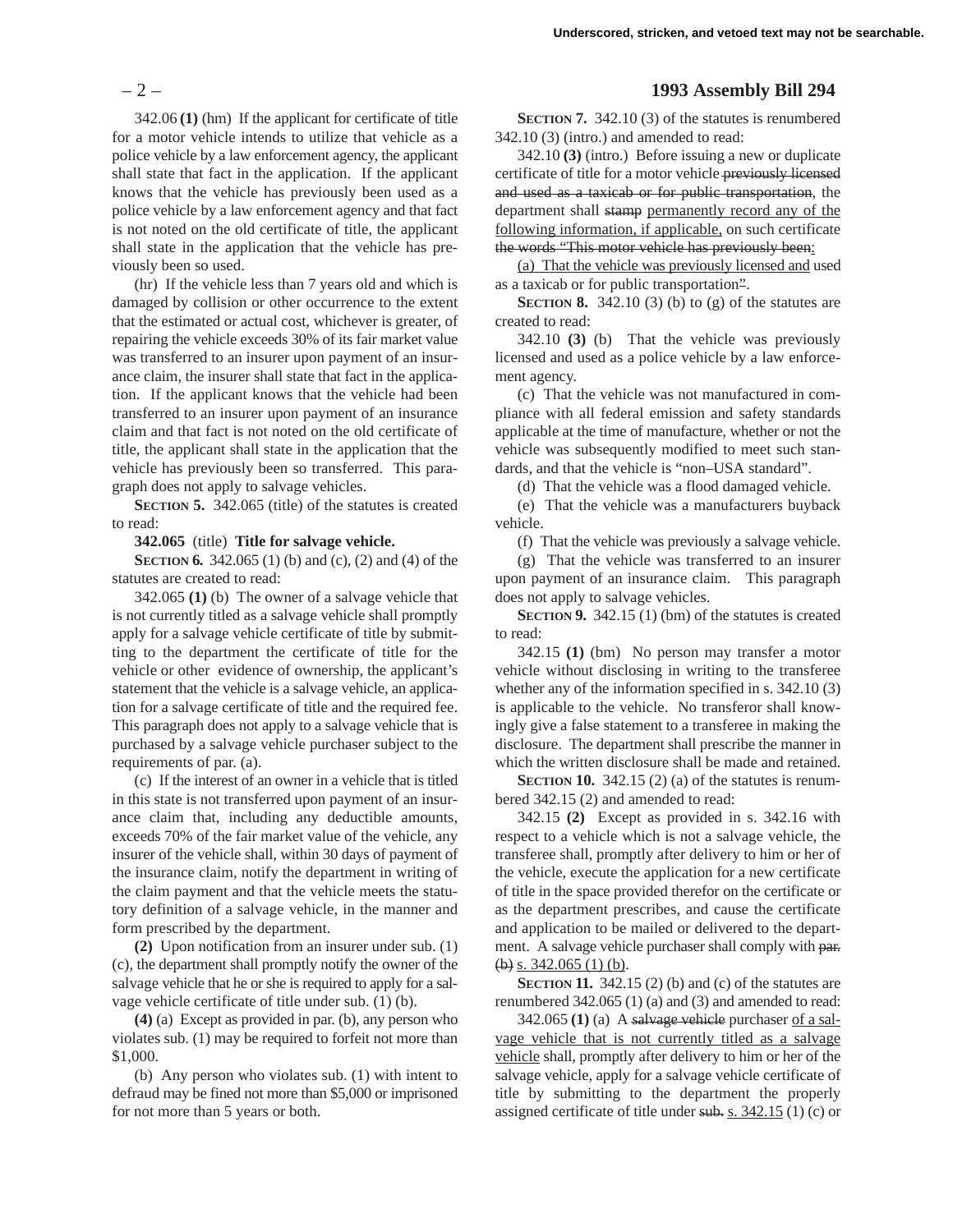342.06 **(1)** (hm) If the applicant for certificate of title for a motor vehicle intends to utilize that vehicle as a police vehicle by a law enforcement agency, the applicant shall state that fact in the application. If the applicant knows that the vehicle has previously been used as a police vehicle by a law enforcement agency and that fact is not noted on the old certificate of title, the applicant shall state in the application that the vehicle has previously been so used.

(hr) If the vehicle less than 7 years old and which is damaged by collision or other occurrence to the extent that the estimated or actual cost, whichever is greater, of repairing the vehicle exceeds 30% of its fair market value was transferred to an insurer upon payment of an insurance claim, the insurer shall state that fact in the application. If the applicant knows that the vehicle had been transferred to an insurer upon payment of an insurance claim and that fact is not noted on the old certificate of title, the applicant shall state in the application that the vehicle has previously been so transferred. This paragraph does not apply to salvage vehicles.

**SECTION 5.** 342.065 (title) of the statutes is created to read:

**342.065** (title) **Title for salvage vehicle.**

**SECTION 6.** 342.065 (1) (b) and (c), (2) and (4) of the statutes are created to read:

342.065 **(1)** (b) The owner of a salvage vehicle that is not currently titled as a salvage vehicle shall promptly apply for a salvage vehicle certificate of title by submitting to the department the certificate of title for the vehicle or other evidence of ownership, the applicant's statement that the vehicle is a salvage vehicle, an application for a salvage certificate of title and the required fee. This paragraph does not apply to a salvage vehicle that is purchased by a salvage vehicle purchaser subject to the requirements of par. (a).

(c) If the interest of an owner in a vehicle that is titled in this state is not transferred upon payment of an insurance claim that, including any deductible amounts, exceeds 70% of the fair market value of the vehicle, any insurer of the vehicle shall, within 30 days of payment of the insurance claim, notify the department in writing of the claim payment and that the vehicle meets the statutory definition of a salvage vehicle, in the manner and form prescribed by the department.

**(2)** Upon notification from an insurer under sub. (1) (c), the department shall promptly notify the owner of the salvage vehicle that he or she is required to apply for a salvage vehicle certificate of title under sub. (1) (b).

**(4)** (a) Except as provided in par. (b), any person who violates sub. (1) may be required to forfeit not more than $1,000.

(b) Any person who violates sub. (1) with intent to defraud may be fined not more than $5,000 or imprisoned for not more than 5 years or both.

**SECTION 7.** 342.10 (3) of the statutes is renumbered 342.10 (3) (intro.) and amended to read:

342.10 **(3)** (intro.) Before issuing a new or duplicate certificate of title for a motor vehicle ~~previously licensed and used as a taxicab or for public transportation~~, the department shall ~~stamp~~ <u>permanently record any of the following information, if applicable,</u> on such certificate ~~the words "This motor vehicle has previously been~~<u>:</u>

<u>(a) That the vehicle was previously licensed and</u> used as a taxicab or for public transportation~~"~~.

**SECTION 8.** 342.10 (3) (b) to (g) of the statutes are created to read:

342.10 **(3)** (b) That the vehicle was previously licensed and used as a police vehicle by a law enforcement agency.

(c) That the vehicle was not manufactured in compliance with all federal emission and safety standards applicable at the time of manufacture, whether or not the vehicle was subsequently modified to meet such standards, and that the vehicle is "non–USA standard".

(d) That the vehicle was a flood damaged vehicle.

(e) That the vehicle was a manufacturers buyback vehicle.

(f) That the vehicle was previously a salvage vehicle.

(g) That the vehicle was transferred to an insurer upon payment of an insurance claim. This paragraph does not apply to salvage vehicles.

**SECTION 9.** 342.15 (1) (bm) of the statutes is created to read:

342.15 **(1)** (bm) No person may transfer a motor vehicle without disclosing in writing to the transferee whether any of the information specified in s. 342.10 (3) is applicable to the vehicle. No transferor shall knowingly give a false statement to a transferee in making the disclosure. The department shall prescribe the manner in which the written disclosure shall be made and retained.

**SECTION 10.** 342.15 (2) (a) of the statutes is renumbered 342.15 (2) and amended to read:

342.15 **(2)** Except as provided in s. 342.16 with respect to a vehicle which is not a salvage vehicle, the transferee shall, promptly after delivery to him or her of the vehicle, execute the application for a new certificate of title in the space provided therefor on the certificate or as the department prescribes, and cause the certificate and application to be mailed or delivered to the department. A salvage vehicle purchaser shall comply with ~~par. (b)~~ <u>s. 342.065 (1) (b)</u>.

**SECTION 11.** 342.15 (2) (b) and (c) of the statutes are renumbered 342.065 (1) (a) and (3) and amended to read:

342.065 **(1)** (a) A ~~salvage vehicle~~ purchaser <u>of a salvage vehicle that is not currently titled as a salvage vehicle</u> shall, promptly after delivery to him or her of the salvage vehicle, apply for a salvage vehicle certificate of title by submitting to the department the properly assigned certificate of title under ~~sub.~~ <u>s. 342.15</u> (1) (c) or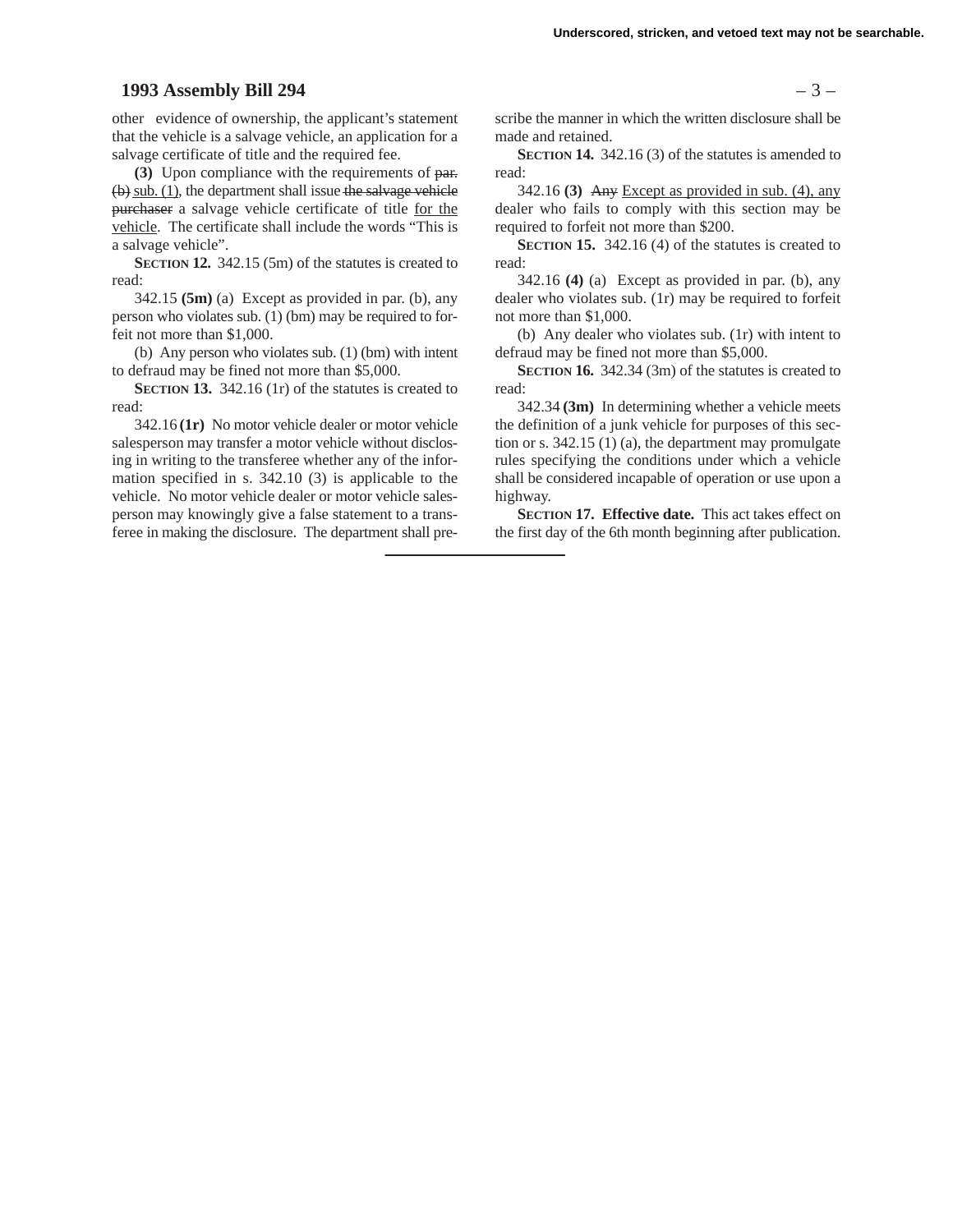other evidence of ownership, the applicant's statement that the vehicle is a salvage vehicle, an application for a salvage certificate of title and the required fee.

**(3)** Upon compliance with the requirements of ~~par. (b)~~ sub. (1), the department shall issue ~~the salvage vehicle purchaser~~ a salvage vehicle certificate of title for the vehicle. The certificate shall include the words "This is a salvage vehicle".

**SECTION 12.** 342.15 (5m) of the statutes is created to read:

342.15 **(5m)** (a) Except as provided in par. (b), any person who violates sub. (1) (bm) may be required to forfeit not more than $1,000.

(b) Any person who violates sub. (1) (bm) with intent to defraud may be fined not more than $5,000.

**SECTION 13.** 342.16 (1r) of the statutes is created to read:

342.16 **(1r)** No motor vehicle dealer or motor vehicle salesperson may transfer a motor vehicle without disclosing in writing to the transferee whether any of the information specified in s. 342.10 (3) is applicable to the vehicle. No motor vehicle dealer or motor vehicle salesperson may knowingly give a false statement to a transferee in making the disclosure. The department shall prescribe the manner in which the written disclosure shall be made and retained.

**SECTION 14.** 342.16 (3) of the statutes is amended to read:

342.16 **(3)** ~~Any~~ Except as provided in sub. (4), any dealer who fails to comply with this section may be required to forfeit not more than $200.

**SECTION 15.** 342.16 (4) of the statutes is created to read:

342.16 **(4)** (a) Except as provided in par. (b), any dealer who violates sub. (1r) may be required to forfeit not more than $1,000.

(b) Any dealer who violates sub. (1r) with intent to defraud may be fined not more than $5,000.

**SECTION 16.** 342.34 (3m) of the statutes is created to read:

342.34 **(3m)** In determining whether a vehicle meets the definition of a junk vehicle for purposes of this section or s. 342.15 (1) (a), the department may promulgate rules specifying the conditions under which a vehicle shall be considered incapable of operation or use upon a highway.

**SECTION 17. Effective date.** This act takes effect on the first day of the 6th month beginning after publication.